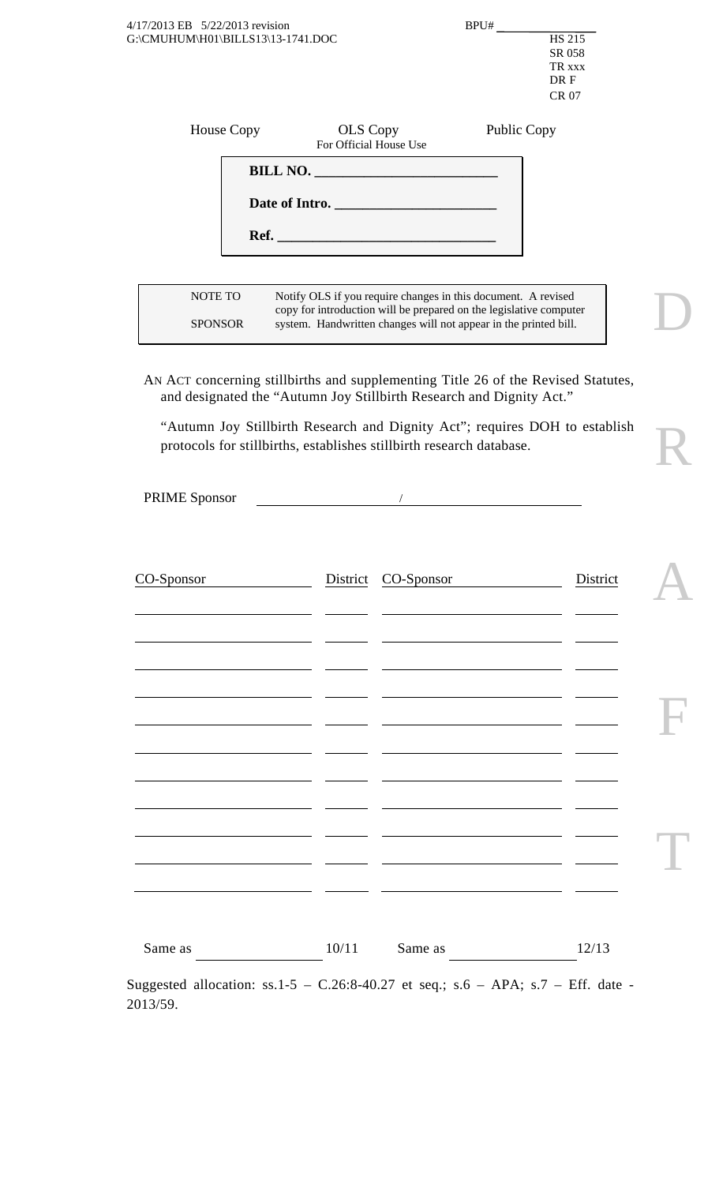4/17/2013 EB 5/22/2013 revision
G:\CMUHUM\H01\BILLS13\13-1741.DOC

BPU# ______________

HS 215
SR 058
TR xxx
DR F
CR 07

House Copy | OLS Copy For Official House Use | Public Copy

**BILL NO.** ________________________

**Date of Intro.** ____________________

**Ref.** ____________________________

| NOTE TO SPONSOR | Notify OLS if you require changes in this document. A revised copy for introduction will be prepared on the legislative computer system. Handwritten changes will not appear in the printed bill. |
|---|---|

AN ACT concerning stillbirths and supplementing Title 26 of the Revised Statutes, and designated the "Autumn Joy Stillbirth Research and Dignity Act."

"Autumn Joy Stillbirth Research and Dignity Act"; requires DOH to establish protocols for stillbirths, establishes stillbirth research database.

PRIME Sponsor ________________ / ________________

| CO-Sponsor | District | CO-Sponsor | District |
|---|---|---|---|
| | | | |
| | | | |
| | | | |
| | | | |
| | | | |
| | | | |
| | | | |
| | | | |
| | | | |
| | | | |
| | | | |

Same as ______________ 10/11 Same as ______________ 12/13

Suggested allocation: ss.1-5 – C.26:8-40.27 et seq.; s.6 – APA; s.7 – Eff. date - 2013/59.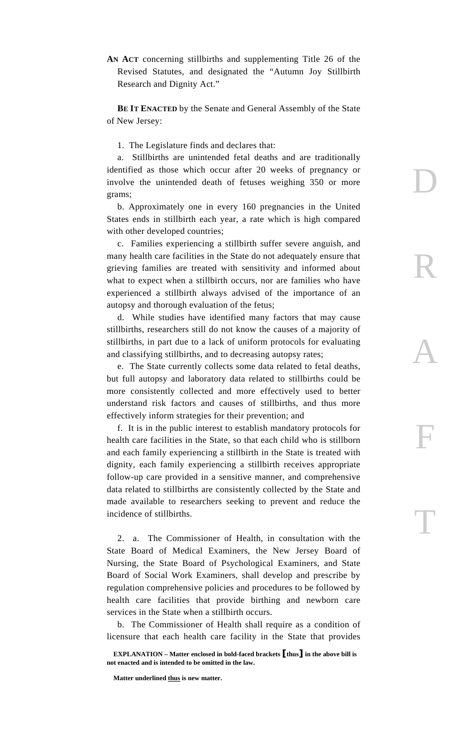**AN ACT** concerning stillbirths and supplementing Title 26 of the Revised Statutes, and designated the "Autumn Joy Stillbirth Research and Dignity Act."

**BE IT ENACTED** by the Senate and General Assembly of the State of New Jersey:

1. The Legislature finds and declares that:

a. Stillbirths are unintended fetal deaths and are traditionally identified as those which occur after 20 weeks of pregnancy or involve the unintended death of fetuses weighing 350 or more grams;

b. Approximately one in every 160 pregnancies in the United States ends in stillbirth each year, a rate which is high compared with other developed countries;

c. Families experiencing a stillbirth suffer severe anguish, and many health care facilities in the State do not adequately ensure that grieving families are treated with sensitivity and informed about what to expect when a stillbirth occurs, nor are families who have experienced a stillbirth always advised of the importance of an autopsy and thorough evaluation of the fetus;

d. While studies have identified many factors that may cause stillbirths, researchers still do not know the causes of a majority of stillbirths, in part due to a lack of uniform protocols for evaluating and classifying stillbirths, and to decreasing autopsy rates;

e. The State currently collects some data related to fetal deaths, but full autopsy and laboratory data related to stillbirths could be more consistently collected and more effectively used to better understand risk factors and causes of stillbirths, and thus more effectively inform strategies for their prevention; and

f. It is in the public interest to establish mandatory protocols for health care facilities in the State, so that each child who is stillborn and each family experiencing a stillbirth in the State is treated with dignity, each family experiencing a stillbirth receives appropriate follow-up care provided in a sensitive manner, and comprehensive data related to stillbirths are consistently collected by the State and made available to researchers seeking to prevent and reduce the incidence of stillbirths.

2. a. The Commissioner of Health, in consultation with the State Board of Medical Examiners, the New Jersey Board of Nursing, the State Board of Psychological Examiners, and State Board of Social Work Examiners, shall develop and prescribe by regulation comprehensive policies and procedures to be followed by health care facilities that provide birthing and newborn care services in the State when a stillbirth occurs.

b. The Commissioner of Health shall require as a condition of licensure that each health care facility in the State that provides

**EXPLANATION – Matter enclosed in bold-faced brackets [thus] in the above bill is not enacted and is intended to be omitted in the law.**

**Matter underlined <u>thus</u> is new matter.**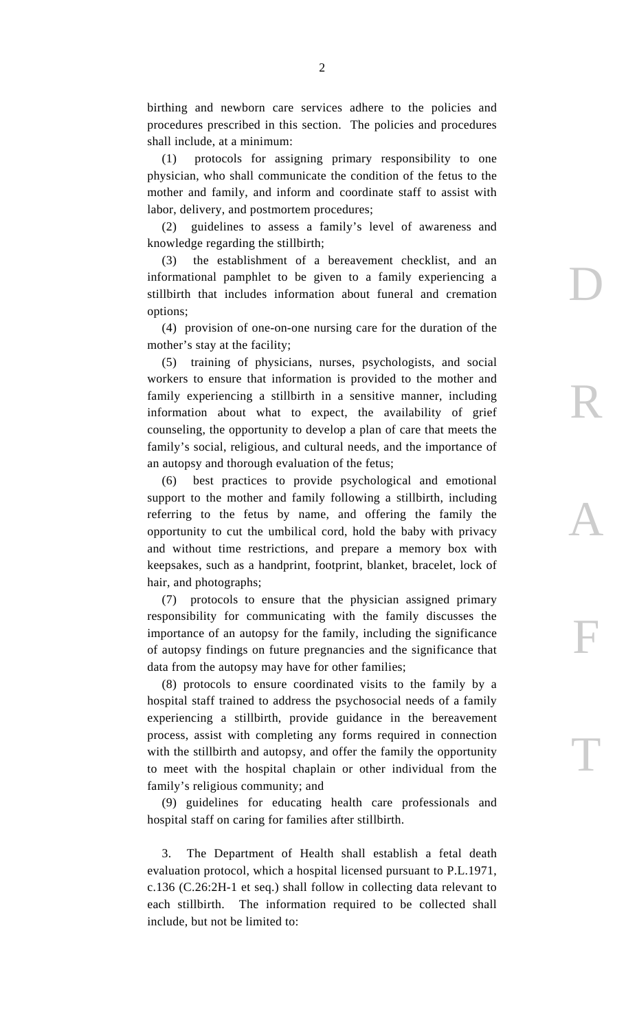birthing and newborn care services adhere to the policies and procedures prescribed in this section. The policies and procedures shall include, at a minimum:

(1) protocols for assigning primary responsibility to one physician, who shall communicate the condition of the fetus to the mother and family, and inform and coordinate staff to assist with labor, delivery, and postmortem procedures;

(2) guidelines to assess a family's level of awareness and knowledge regarding the stillbirth;

(3) the establishment of a bereavement checklist, and an informational pamphlet to be given to a family experiencing a stillbirth that includes information about funeral and cremation options;

(4) provision of one-on-one nursing care for the duration of the mother's stay at the facility;

(5) training of physicians, nurses, psychologists, and social workers to ensure that information is provided to the mother and family experiencing a stillbirth in a sensitive manner, including information about what to expect, the availability of grief counseling, the opportunity to develop a plan of care that meets the family's social, religious, and cultural needs, and the importance of an autopsy and thorough evaluation of the fetus;

(6) best practices to provide psychological and emotional support to the mother and family following a stillbirth, including referring to the fetus by name, and offering the family the opportunity to cut the umbilical cord, hold the baby with privacy and without time restrictions, and prepare a memory box with keepsakes, such as a handprint, footprint, blanket, bracelet, lock of hair, and photographs;

(7) protocols to ensure that the physician assigned primary responsibility for communicating with the family discusses the importance of an autopsy for the family, including the significance of autopsy findings on future pregnancies and the significance that data from the autopsy may have for other families;

(8) protocols to ensure coordinated visits to the family by a hospital staff trained to address the psychosocial needs of a family experiencing a stillbirth, provide guidance in the bereavement process, assist with completing any forms required in connection with the stillbirth and autopsy, and offer the family the opportunity to meet with the hospital chaplain or other individual from the family's religious community; and

(9) guidelines for educating health care professionals and hospital staff on caring for families after stillbirth.

3. The Department of Health shall establish a fetal death evaluation protocol, which a hospital licensed pursuant to P.L.1971, c.136 (C.26:2H-1 et seq.) shall follow in collecting data relevant to each stillbirth. The information required to be collected shall include, but not be limited to: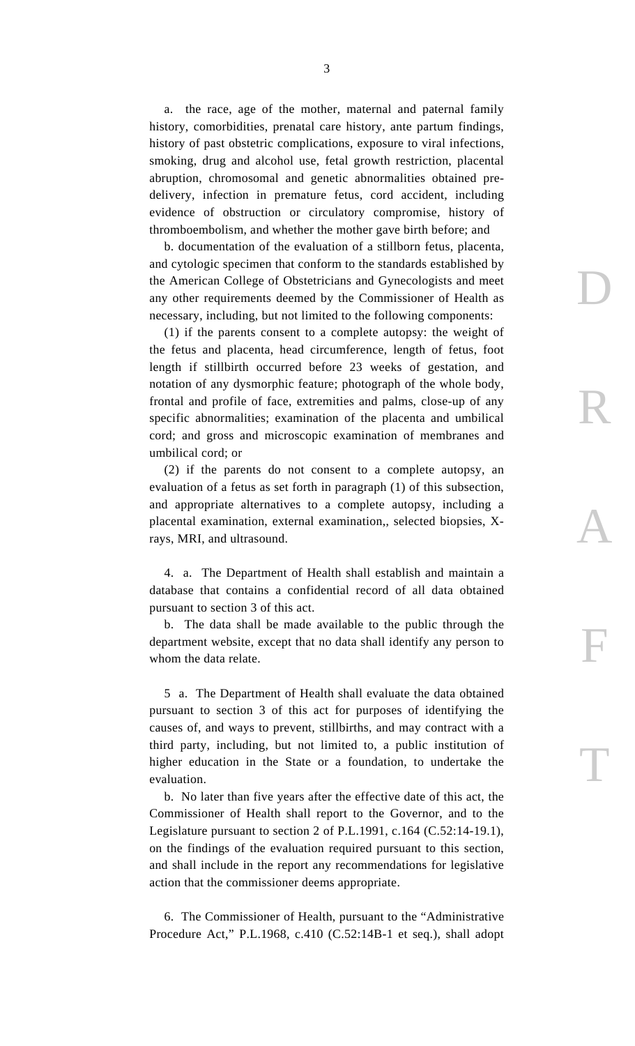a. the race, age of the mother, maternal and paternal family history, comorbidities, prenatal care history, ante partum findings, history of past obstetric complications, exposure to viral infections, smoking, drug and alcohol use, fetal growth restriction, placental abruption, chromosomal and genetic abnormalities obtained pre-delivery, infection in premature fetus, cord accident, including evidence of obstruction or circulatory compromise, history of thromboembolism, and whether the mother gave birth before; and

b. documentation of the evaluation of a stillborn fetus, placenta, and cytologic specimen that conform to the standards established by the American College of Obstetricians and Gynecologists and meet any other requirements deemed by the Commissioner of Health as necessary, including, but not limited to the following components:

(1) if the parents consent to a complete autopsy: the weight of the fetus and placenta, head circumference, length of fetus, foot length if stillbirth occurred before 23 weeks of gestation, and notation of any dysmorphic feature; photograph of the whole body, frontal and profile of face, extremities and palms, close-up of any specific abnormalities; examination of the placenta and umbilical cord; and gross and microscopic examination of membranes and umbilical cord; or

(2) if the parents do not consent to a complete autopsy, an evaluation of a fetus as set forth in paragraph (1) of this subsection, and appropriate alternatives to a complete autopsy, including a placental examination, external examination,, selected biopsies, X-rays, MRI, and ultrasound.

4. a. The Department of Health shall establish and maintain a database that contains a confidential record of all data obtained pursuant to section 3 of this act.

b. The data shall be made available to the public through the department website, except that no data shall identify any person to whom the data relate.

5 a. The Department of Health shall evaluate the data obtained pursuant to section 3 of this act for purposes of identifying the causes of, and ways to prevent, stillbirths, and may contract with a third party, including, but not limited to, a public institution of higher education in the State or a foundation, to undertake the evaluation.

b. No later than five years after the effective date of this act, the Commissioner of Health shall report to the Governor, and to the Legislature pursuant to section 2 of P.L.1991, c.164 (C.52:14-19.1), on the findings of the evaluation required pursuant to this section, and shall include in the report any recommendations for legislative action that the commissioner deems appropriate.

6. The Commissioner of Health, pursuant to the "Administrative Procedure Act," P.L.1968, c.410 (C.52:14B-1 et seq.), shall adopt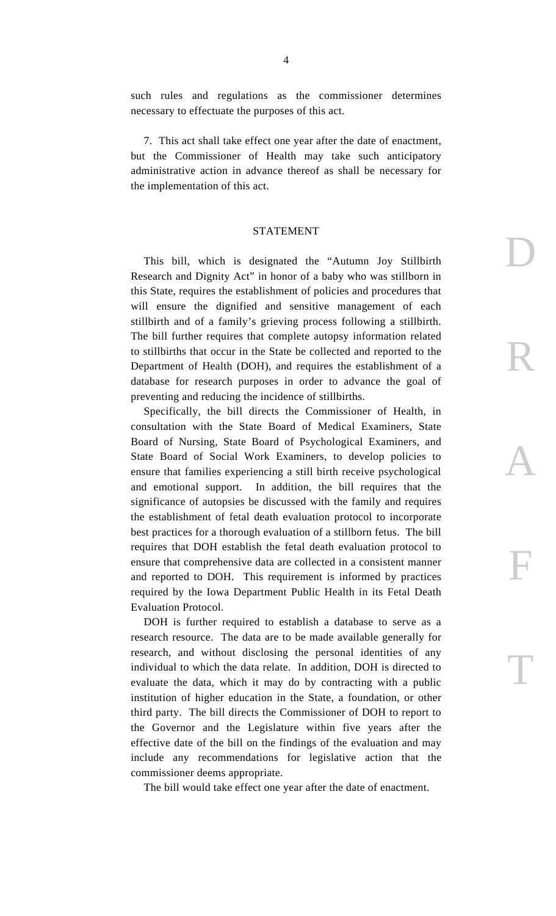such rules and regulations as the commissioner determines necessary to effectuate the purposes of this act.

7. This act shall take effect one year after the date of enactment, but the Commissioner of Health may take such anticipatory administrative action in advance thereof as shall be necessary for the implementation of this act.

## STATEMENT

This bill, which is designated the "Autumn Joy Stillbirth Research and Dignity Act" in honor of a baby who was stillborn in this State, requires the establishment of policies and procedures that will ensure the dignified and sensitive management of each stillbirth and of a family's grieving process following a stillbirth. The bill further requires that complete autopsy information related to stillbirths that occur in the State be collected and reported to the Department of Health (DOH), and requires the establishment of a database for research purposes in order to advance the goal of preventing and reducing the incidence of stillbirths.

Specifically, the bill directs the Commissioner of Health, in consultation with the State Board of Medical Examiners, State Board of Nursing, State Board of Psychological Examiners, and State Board of Social Work Examiners, to develop policies to ensure that families experiencing a still birth receive psychological and emotional support. In addition, the bill requires that the significance of autopsies be discussed with the family and requires the establishment of fetal death evaluation protocol to incorporate best practices for a thorough evaluation of a stillborn fetus. The bill requires that DOH establish the fetal death evaluation protocol to ensure that comprehensive data are collected in a consistent manner and reported to DOH. This requirement is informed by practices required by the Iowa Department Public Health in its Fetal Death Evaluation Protocol.

DOH is further required to establish a database to serve as a research resource. The data are to be made available generally for research, and without disclosing the personal identities of any individual to which the data relate. In addition, DOH is directed to evaluate the data, which it may do by contracting with a public institution of higher education in the State, a foundation, or other third party. The bill directs the Commissioner of DOH to report to the Governor and the Legislature within five years after the effective date of the bill on the findings of the evaluation and may include any recommendations for legislative action that the commissioner deems appropriate.

The bill would take effect one year after the date of enactment.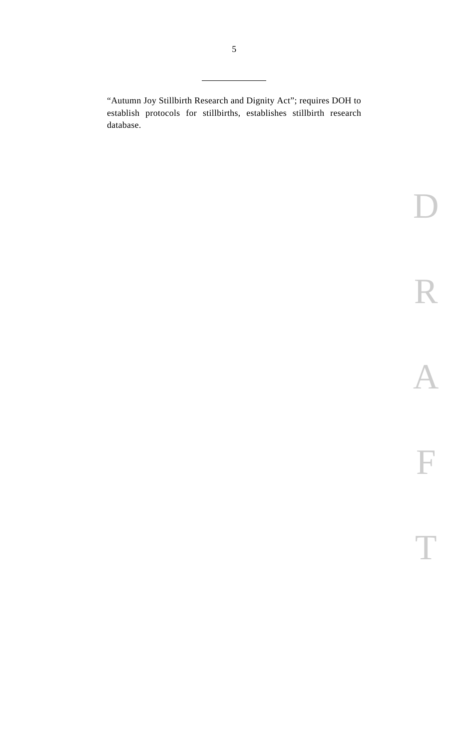"Autumn Joy Stillbirth Research and Dignity Act"; requires DOH to establish protocols for stillbirths, establishes stillbirth research database.